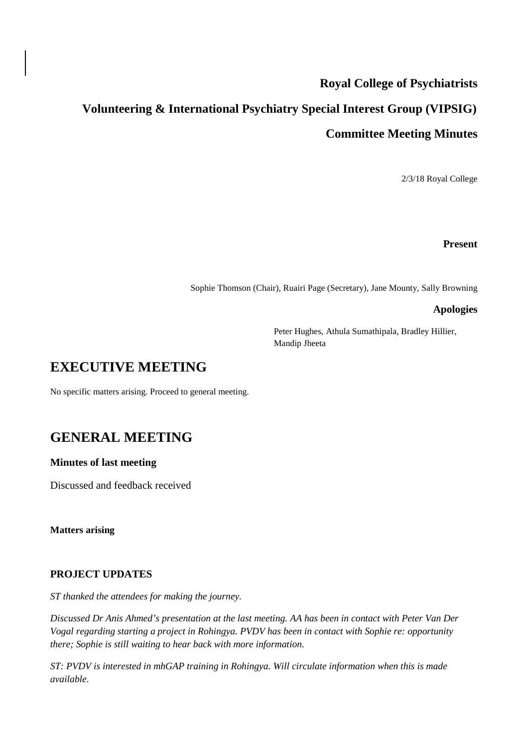**Royal College of Psychiatrists**

**Volunteering & International Psychiatry Special Interest Group (VIPSIG)**

**Committee Meeting Minutes**

2/3/18 Royal College

**Present**

Sophie Thomson (Chair), Ruairi Page (Secretary), Jane Mounty, Sally Browning

**Apologies**

Peter Hughes, Athula Sumathipala, Bradley Hillier, Mandip Jheeta

# EXECUTIVE MEETING

No specific matters arising. Proceed to general meeting.

# GENERAL MEETING

**Minutes of last meeting**

Discussed and feedback received

**Matters arising**

**PROJECT UPDATES**

*ST thanked the attendees for making the journey.*

*Discussed Dr Anis Ahmed's presentation at the last meeting. AA has been in contact with Peter Van Der Vogal regarding starting a project in Rohingya. PVDV has been in contact with Sophie re: opportunity there; Sophie is still waiting to hear back with more information.*

*ST: PVDV is interested in mhGAP training in Rohingya. Will circulate information when this is made available.*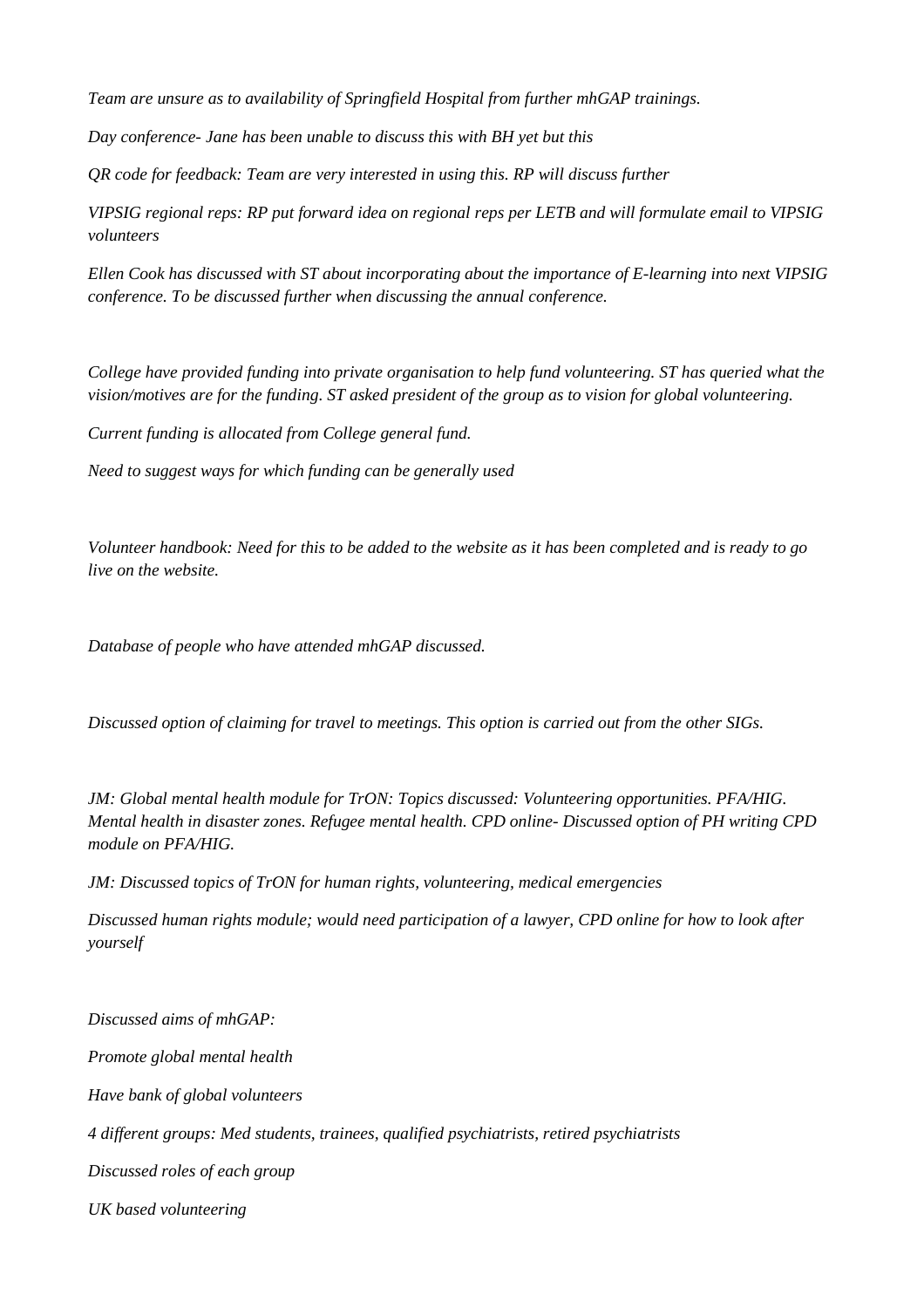*Team are unsure as to availability of Springfield Hospital from further mhGAP trainings.*

*Day conference- Jane has been unable to discuss this with BH yet but this*

*QR code for feedback: Team are very interested in using this. RP will discuss further*

*VIPSIG regional reps: RP put forward idea on regional reps per LETB and will formulate email to VIPSIG volunteers*

*Ellen Cook has discussed with ST about incorporating about the importance of E-learning into next VIPSIG conference. To be discussed further when discussing the annual conference.*

*College have provided funding into private organisation to help fund volunteering. ST has queried what the vision/motives are for the funding. ST asked president of the group as to vision for global volunteering.*

*Current funding is allocated from College general fund.*

*Need to suggest ways for which funding can be generally used*

*Volunteer handbook: Need for this to be added to the website as it has been completed and is ready to go live on the website.*

*Database of people who have attended mhGAP discussed.*

*Discussed option of claiming for travel to meetings. This option is carried out from the other SIGs.*

*JM: Global mental health module for TrON: Topics discussed: Volunteering opportunities. PFA/HIG. Mental health in disaster zones. Refugee mental health. CPD online- Discussed option of PH writing CPD module on PFA/HIG.*

*JM: Discussed topics of TrON for human rights, volunteering, medical emergencies*

*Discussed human rights module; would need participation of a lawyer, CPD online for how to look after yourself*

*Discussed aims of mhGAP:*

*Promote global mental health*

*Have bank of global volunteers*

*4 different groups: Med students, trainees, qualified psychiatrists, retired psychiatrists*

*Discussed roles of each group*

*UK based volunteering*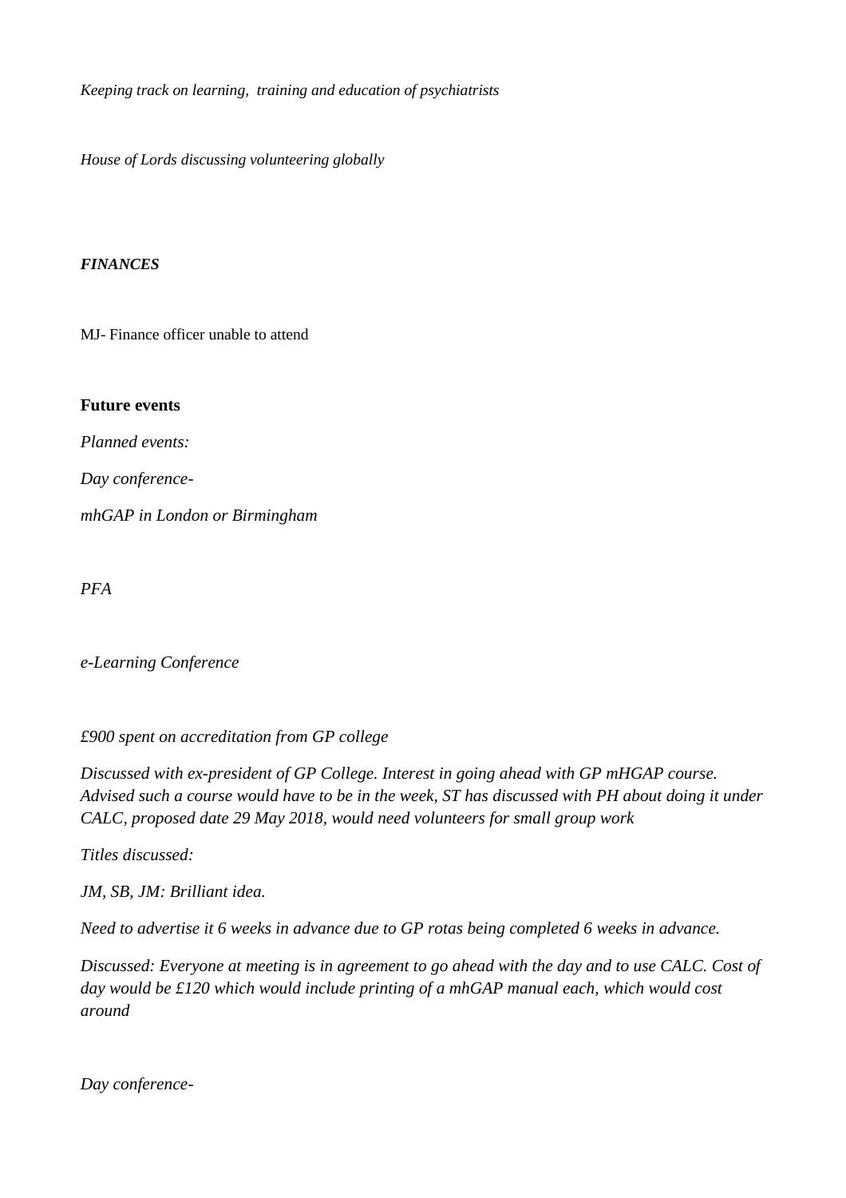*Keeping track on learning,  training and education of psychiatrists*

*House of Lords discussing volunteering globally*

***FINANCES***

MJ- Finance officer unable to attend

**Future events**

*Planned events:*

*Day conference-*

*mhGAP in London or Birmingham*

*PFA*

*e-Learning Conference*

*£900 spent on accreditation from GP college*

*Discussed with ex-president of GP College. Interest in going ahead with GP mHGAP course. Advised such a course would have to be in the week, ST has discussed with PH about doing it under CALC, proposed date 29 May 2018, would need volunteers for small group work*

*Titles discussed:*

*JM, SB, JM: Brilliant idea.*

*Need to advertise it 6 weeks in advance due to GP rotas being completed 6 weeks in advance.*

*Discussed: Everyone at meeting is in agreement to go ahead with the day and to use CALC. Cost of day would be £120 which would include printing of a mhGAP manual each, which would cost around*

*Day conference-*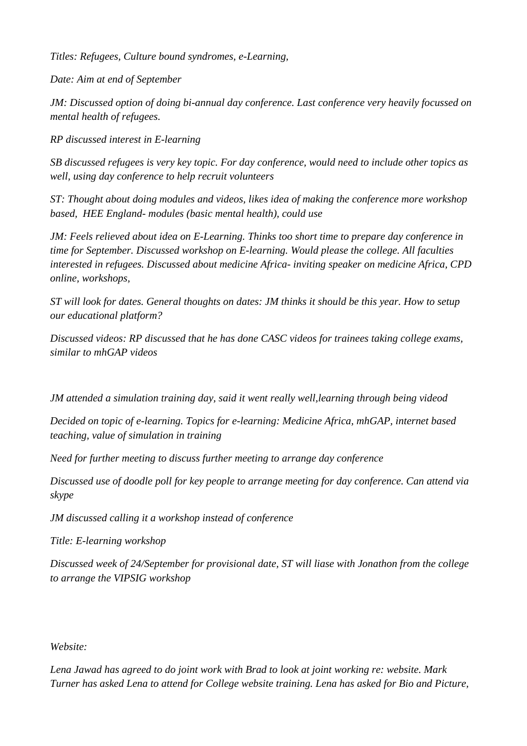*Titles: Refugees, Culture bound syndromes, e-Learning,*

*Date: Aim at end of September*

*JM: Discussed option of doing bi-annual day conference. Last conference very heavily focussed on mental health of refugees.*

*RP discussed interest in E-learning*

*SB discussed refugees is very key topic. For day conference, would need to include other topics as well, using day conference to help recruit volunteers*

*ST: Thought about doing modules and videos, likes idea of making the conference more workshop based, HEE England- modules (basic mental health), could use*

*JM: Feels relieved about idea on E-Learning. Thinks too short time to prepare day conference in time for September. Discussed workshop on E-learning. Would please the college. All faculties interested in refugees. Discussed about medicine Africa- inviting speaker on medicine Africa, CPD online, workshops,*

*ST will look for dates. General thoughts on dates: JM thinks it should be this year. How to setup our educational platform?*

*Discussed videos: RP discussed that he has done CASC videos for trainees taking college exams, similar to mhGAP videos*

*JM attended a simulation training day, said it went really well,learning through being videod*

*Decided on topic of e-learning. Topics for e-learning: Medicine Africa, mhGAP, internet based teaching, value of simulation in training*

*Need for further meeting to discuss further meeting to arrange day conference*

*Discussed use of doodle poll for key people to arrange meeting for day conference. Can attend via skype*

*JM discussed calling it a workshop instead of conference*

*Title: E-learning workshop*

*Discussed week of 24/September for provisional date, ST will liase with Jonathon from the college to arrange the VIPSIG workshop*

*Website:*

*Lena Jawad has agreed to do joint work with Brad to look at joint working re: website. Mark Turner has asked Lena to attend for College website training. Lena has asked for Bio and Picture,*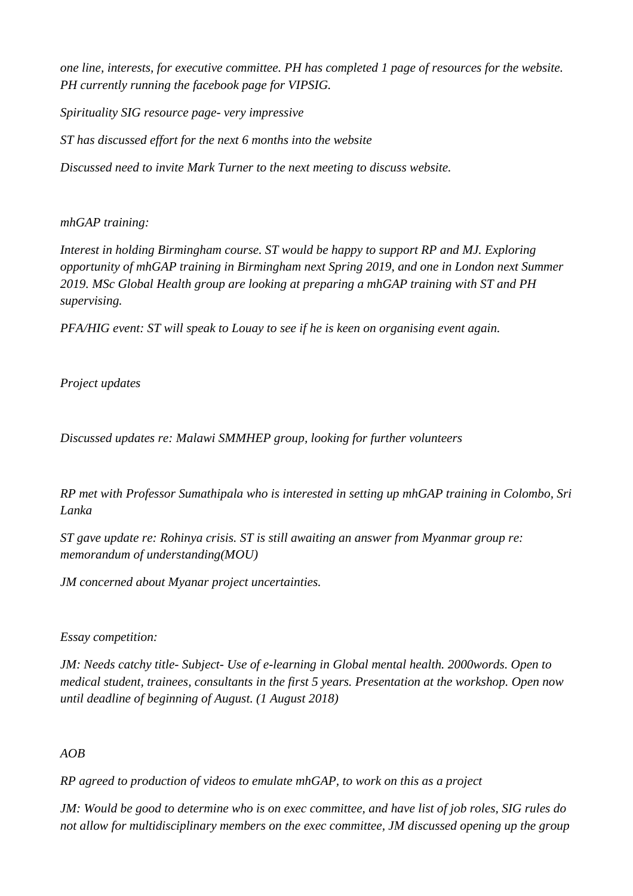*one line, interests, for executive committee. PH has completed 1 page of resources for the website. PH currently running the facebook page for VIPSIG.*

*Spirituality SIG resource page- very impressive*

*ST has discussed effort for the next 6 months into the website*

*Discussed need to invite Mark Turner to the next meeting to discuss website.*

*mhGAP training:*

*Interest in holding Birmingham course. ST would be happy to support RP and MJ. Exploring opportunity of mhGAP training in Birmingham next Spring 2019, and one in London next Summer 2019. MSc Global Health group are looking at preparing a mhGAP training with ST and PH supervising.*

*PFA/HIG event: ST will speak to Louay to see if he is keen on organising event again.*

*Project updates*

*Discussed updates re: Malawi SMMHEP group, looking for further volunteers*

*RP met with Professor Sumathipala who is interested in setting up mhGAP training in Colombo, Sri Lanka*

*ST gave update re: Rohinya crisis. ST is still awaiting an answer from Myanmar group re: memorandum of understanding(MOU)*

*JM concerned about Myanar project uncertainties.*

*Essay competition:*

*JM: Needs catchy title- Subject- Use of e-learning in Global mental health. 2000words. Open to medical student, trainees, consultants in the first 5 years. Presentation at the workshop. Open now until deadline of beginning of August. (1 August 2018)*

*AOB*

*RP agreed to production of videos to emulate mhGAP, to work on this as a project*

*JM: Would be good to determine who is on exec committee, and have list of job roles, SIG rules do not allow for multidisciplinary members on the exec committee, JM discussed opening up the group*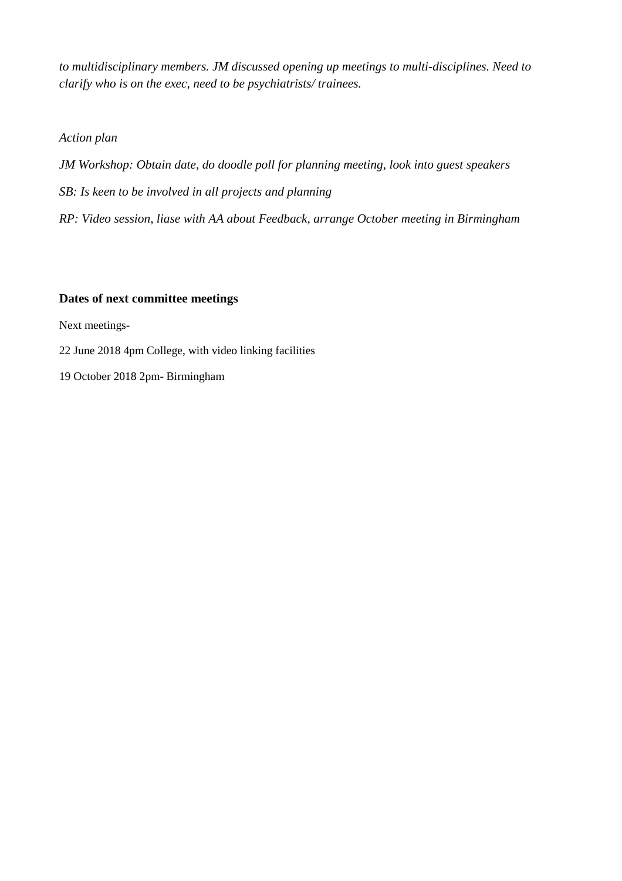*to multidisciplinary members. JM discussed opening up meetings to multi-disciplines. Need to clarify who is on the exec, need to be psychiatrists/ trainees.*

*Action plan*

*JM Workshop: Obtain date, do doodle poll for planning meeting, look into guest speakers*

*SB: Is keen to be involved in all projects and planning*

*RP: Video session, liase with AA about Feedback, arrange October meeting in Birmingham*

**Dates of next committee meetings**

Next meetings-

22 June 2018 4pm College, with video linking facilities

19 October 2018 2pm- Birmingham